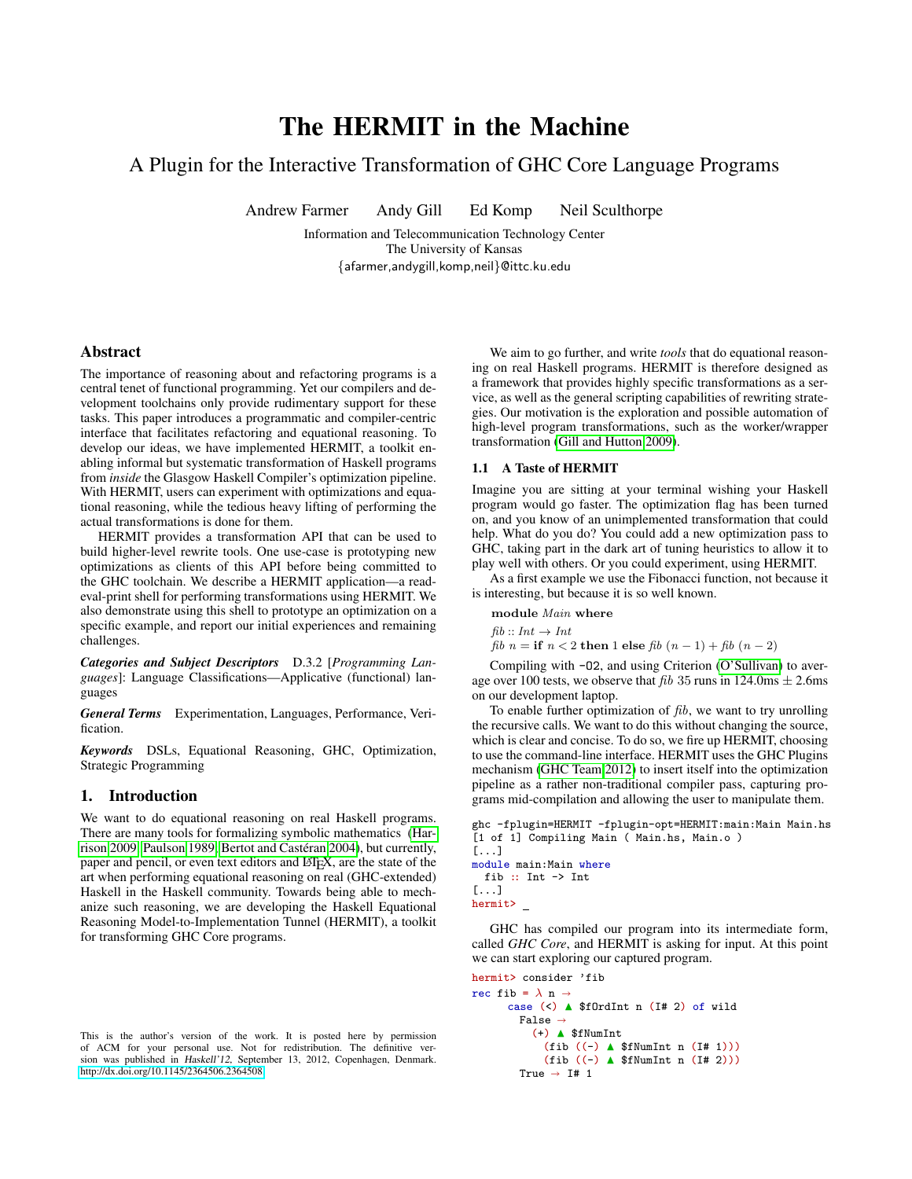# The HERMIT in the Machine

## A Plugin for the Interactive Transformation of GHC Core Language Programs

Andrew Farmer Andy Gill Ed Komp Neil Sculthorpe

Information and Telecommunication Technology Center
The University of Kansas
{afarmer,andygill,komp,neil}@ittc.ku.edu

## Abstract

The importance of reasoning about and refactoring programs is a central tenet of functional programming. Yet our compilers and development toolchains only provide rudimentary support for these tasks. This paper introduces a programmatic and compiler-centric interface that facilitates refactoring and equational reasoning. To develop our ideas, we have implemented HERMIT, a toolkit enabling informal but systematic transformation of Haskell programs from *inside* the Glasgow Haskell Compiler's optimization pipeline. With HERMIT, users can experiment with optimizations and equational reasoning, while the tedious heavy lifting of performing the actual transformations is done for them.

HERMIT provides a transformation API that can be used to build higher-level rewrite tools. One use-case is prototyping new optimizations as clients of this API before being committed to the GHC toolchain. We describe a HERMIT application—a read-eval-print shell for performing transformations using HERMIT. We also demonstrate using this shell to prototype an optimization on a specific example, and report our initial experiences and remaining challenges.

***Categories and Subject Descriptors*** D.3.2 [*Programming Languages*]: Language Classifications—Applicative (functional) languages

***General Terms*** Experimentation, Languages, Performance, Verification.

***Keywords*** DSLs, Equational Reasoning, GHC, Optimization, Strategic Programming

## 1. Introduction

We want to do equational reasoning on real Haskell programs. There are many tools for formalizing symbolic mathematics (Harrison 2009; Paulson 1989; Bertot and Castéran 2004), but currently, paper and pencil, or even text editors and LaTeX, are the state of the art when performing equational reasoning on real (GHC-extended) Haskell in the Haskell community. Towards being able to mechanize such reasoning, we are developing the Haskell Equational Reasoning Model-to-Implementation Tunnel (HERMIT), a toolkit for transforming GHC Core programs.

This is the author's version of the work. It is posted here by permission of ACM for your personal use. Not for redistribution. The definitive version was published in *Haskell'12*, September 13, 2012, Copenhagen, Denmark. http://dx.doi.org/10.1145/2364506.2364508

We aim to go further, and write *tools* that do equational reasoning on real Haskell programs. HERMIT is therefore designed as a framework that provides highly specific transformations as a service, as well as the general scripting capabilities of rewriting strategies. Our motivation is the exploration and possible automation of high-level program transformations, such as the worker/wrapper transformation (Gill and Hutton 2009).

### 1.1 A Taste of HERMIT

Imagine you are sitting at your terminal wishing your Haskell program would go faster. The optimization flag has been turned on, and you know of an unimplemented transformation that could help. What do you do? You could add a new optimization pass to GHC, taking part in the dark art of tuning heuristics to allow it to play well with others. Or you could experiment, using HERMIT.

As a first example we use the Fibonacci function, not because it is interesting, but because it is so well known.

```
module Main where

fib :: Int → Int
fib n = if n < 2 then 1 else fib (n − 1) + fib (n − 2)
```

Compiling with `-O2`, and using Criterion (O'Sullivan) to average over 100 tests, we observe that *fib* 35 runs in 124.0ms ± 2.6ms on our development laptop.

To enable further optimization of *fib*, we want to try unrolling the recursive calls. We want to do this without changing the source, which is clear and concise. To do so, we fire up HERMIT, choosing to use the command-line interface. HERMIT uses the GHC Plugins mechanism (GHC Team 2012) to insert itself into the optimization pipeline as a rather non-traditional compiler pass, capturing programs mid-compilation and allowing the user to manipulate them.

```
ghc -fplugin=HERMIT -fplugin-opt=HERMIT:main:Main Main.hs
[1 of 1] Compiling Main ( Main.hs, Main.o )
[...]
module main:Main where
  fib :: Int -> Int
[...]
hermit> _
```

GHC has compiled our program into its intermediate form, called *GHC Core*, and HERMIT is asking for input. At this point we can start exploring our captured program.

```
hermit> consider 'fib
rec fib = λ n →
      case (<) ▲ $fOrdInt n (I# 2) of wild
        False →
          (+) ▲ $fNumInt
            (fib ((-) ▲ $fNumInt n (I# 1)))
            (fib ((-) ▲ $fNumInt n (I# 2)))
        True → I# 1
```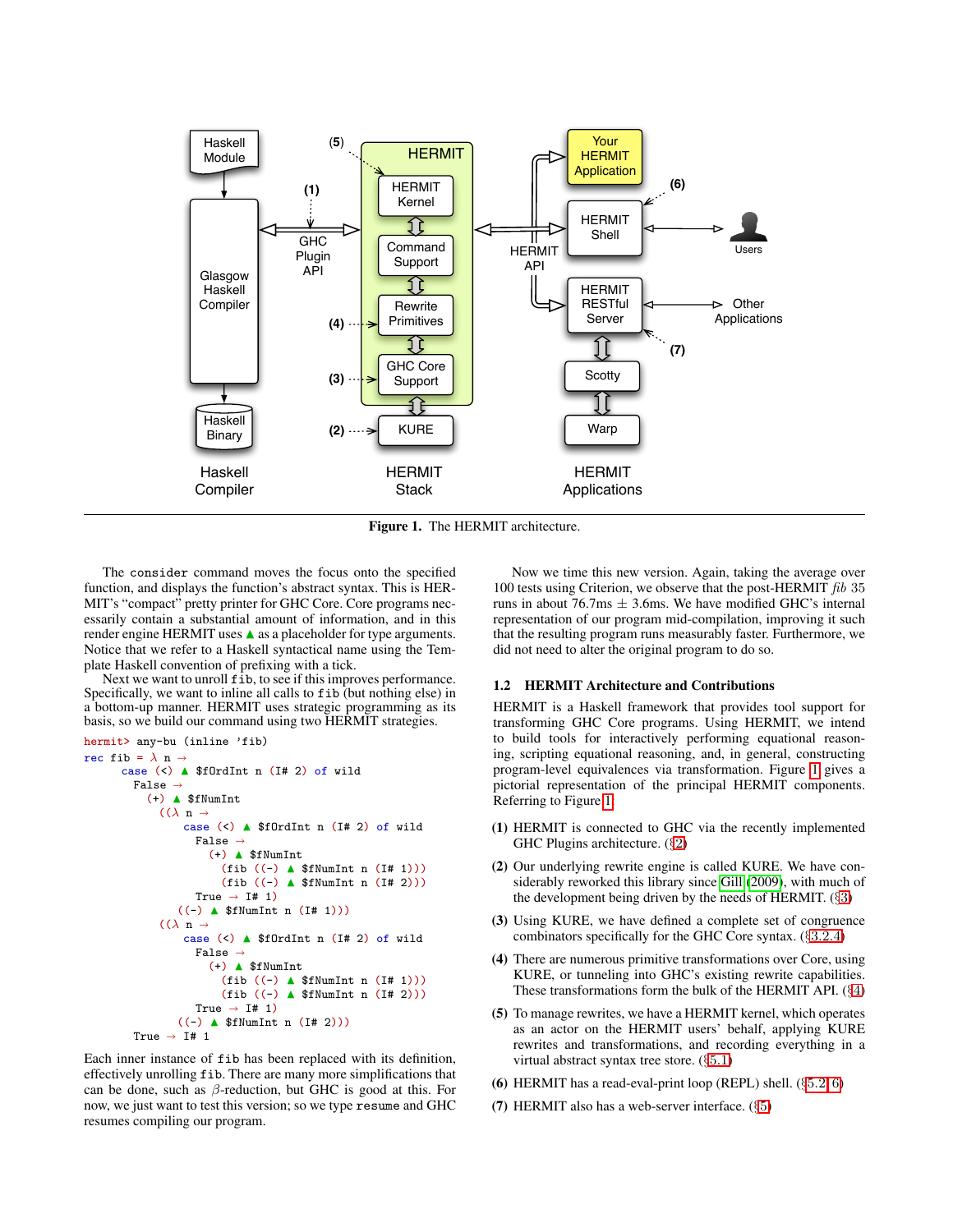**Figure 1.** The HERMIT architecture.

The `consider` command moves the focus onto the specified function, and displays the function's abstract syntax. This is HERMIT's "compact" pretty printer for GHC Core. Core programs necessarily contain a substantial amount of information, and in this render engine HERMIT uses ▲ as a placeholder for type arguments. Notice that we refer to a Haskell syntactical name using the Template Haskell convention of prefixing with a tick.

Next we want to unroll `fib`, to see if this improves performance. Specifically, we want to inline all calls to `fib` (but nothing else) in a bottom-up manner. HERMIT uses strategic programming as its basis, so we build our command using two HERMIT strategies.

```
hermit> any-bu (inline 'fib)
rec fib = λ n →
      case (<) ▲ $fOrdInt n (I# 2) of wild
        False →
          (+) ▲ $fNumInt
            ((λ n →
                case (<) ▲ $fOrdInt n (I# 2) of wild
                  False →
                    (+) ▲ $fNumInt
                      (fib ((-) ▲ $fNumInt n (I# 1)))
                      (fib ((-) ▲ $fNumInt n (I# 2)))
                  True → I# 1)
              ((-) ▲ $fNumInt n (I# 1)))
            ((λ n →
                case (<) ▲ $fOrdInt n (I# 2) of wild
                  False →
                    (+) ▲ $fNumInt
                      (fib ((-) ▲ $fNumInt n (I# 1)))
                      (fib ((-) ▲ $fNumInt n (I# 2)))
                  True → I# 1)
              ((-) ▲ $fNumInt n (I# 2)))
        True → I# 1
```

Each inner instance of `fib` has been replaced with its definition, effectively unrolling `fib`. There are many more simplifications that can be done, such as $\beta$-reduction, but GHC is good at this. For now, we just want to test this version; so we type `resume` and GHC resumes compiling our program.

Now we time this new version. Again, taking the average over 100 tests using Criterion, we observe that the post-HERMIT *fib* 35 runs in about 76.7ms $\pm$ 3.6ms. We have modified GHC's internal representation of our program mid-compilation, improving it such that the resulting program runs measurably faster. Furthermore, we did not need to alter the original program to do so.

### 1.2 HERMIT Architecture and Contributions

HERMIT is a Haskell framework that provides tool support for transforming GHC Core programs. Using HERMIT, we intend to build tools for interactively performing equational reasoning, scripting equational reasoning, and, in general, constructing program-level equivalences via transformation. Figure 1 gives a pictorial representation of the principal HERMIT components. Referring to Figure 1:

**(1)** HERMIT is connected to GHC via the recently implemented GHC Plugins architecture. (§2)

**(2)** Our underlying rewrite engine is called KURE. We have considerably reworked this library since Gill (2009), with much of the development being driven by the needs of HERMIT. (§3)

**(3)** Using KURE, we have defined a complete set of congruence combinators specifically for the GHC Core syntax. (§3.2.4)

**(4)** There are numerous primitive transformations over Core, using KURE, or tunneling into GHC's existing rewrite capabilities. These transformations form the bulk of the HERMIT API. (§4)

**(5)** To manage rewrites, we have a HERMIT kernel, which operates as an actor on the HERMIT users' behalf, applying KURE rewrites and transformations, and recording everything in a virtual abstract syntax tree store. (§5.1)

**(6)** HERMIT has a read-eval-print loop (REPL) shell. (§5.2,6)

**(7)** HERMIT also has a web-server interface. (§5)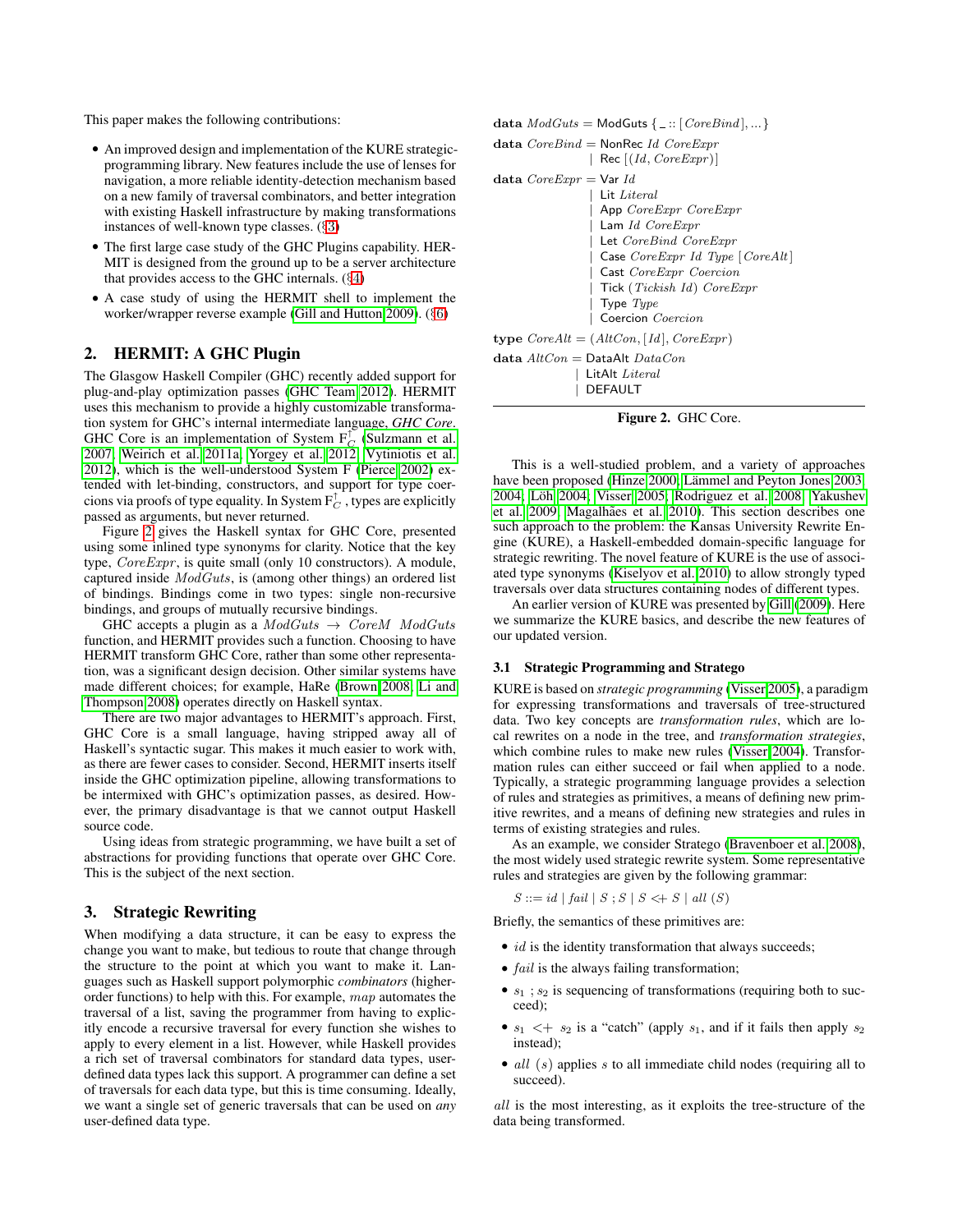This paper makes the following contributions:

- An improved design and implementation of the KURE strategic-programming library. New features include the use of lenses for navigation, a more reliable identity-detection mechanism based on a new family of traversal combinators, and better integration with existing Haskell infrastructure by making transformations instances of well-known type classes. (§3)
- The first large case study of the GHC Plugins capability. HERMIT is designed from the ground up to be a server architecture that provides access to the GHC internals. (§4)
- A case study of using the HERMIT shell to implement the worker/wrapper reverse example (Gill and Hutton 2009). (§6)

## 2. HERMIT: A GHC Plugin

The Glasgow Haskell Compiler (GHC) recently added support for plug-and-play optimization passes (GHC Team 2012). HERMIT uses this mechanism to provide a highly customizable transformation system for GHC's internal intermediate language, ***GHC Core***. GHC Core is an implementation of System $F_C^{\uparrow}$ (Sulzmann et al. 2007; Weirich et al. 2011a; Yorgey et al. 2012; Vytiniotis et al. 2012), which is the well-understood System F (Pierce 2002) extended with let-binding, constructors, and support for type coercions via proofs of type equality. In System $F_C^{\uparrow}$, types are explicitly passed as arguments, but never returned.

Figure 2 gives the Haskell syntax for GHC Core, presented using some inlined type synonyms for clarity. Notice that the key type, *CoreExpr*, is quite small (only 10 constructors). A module, captured inside *ModGuts*, is (among other things) an ordered list of bindings. Bindings come in two types: single non-recursive bindings, and groups of mutually recursive bindings.

GHC accepts a plugin as a $ModGuts \rightarrow CoreM\ ModGuts$ function, and HERMIT provides such a function. Choosing to have HERMIT transform GHC Core, rather than some other representation, was a significant design decision. Other similar systems have made different choices; for example, HaRe (Brown 2008; Li and Thompson 2008) operates directly on Haskell syntax.

There are two major advantages to HERMIT's approach. First, GHC Core is a small language, having stripped away all of Haskell's syntactic sugar. This makes it much easier to work with, as there are fewer cases to consider. Second, HERMIT inserts itself inside the GHC optimization pipeline, allowing transformations to be intermixed with GHC's optimization passes, as desired. However, the primary disadvantage is that we cannot output Haskell source code.

Using ideas from strategic programming, we have built a set of abstractions for providing functions that operate over GHC Core. This is the subject of the next section.

```
data ModGuts  = ModGuts { _ :: [CoreBind], ... }

data CoreBind = NonRec Id CoreExpr
              | Rec [(Id, CoreExpr)]

data CoreExpr = Var Id
              | Lit Literal
              | App CoreExpr CoreExpr
              | Lam Id CoreExpr
              | Let CoreBind CoreExpr
              | Case CoreExpr Id Type [CoreAlt]
              | Cast CoreExpr Coercion
              | Tick (Tickish Id) CoreExpr
              | Type Type
              | Coercion Coercion

type CoreAlt = (AltCon, [Id], CoreExpr)

data AltCon = DataAlt DataCon
            | LitAlt Literal
            | DEFAULT
```

**Figure 2.** GHC Core.

## 3. Strategic Rewriting

When modifying a data structure, it can be easy to express the change you want to make, but tedious to route that change through the structure to the point at which you want to make it. Languages such as Haskell support polymorphic *combinators* (higher-order functions) to help with this. For example, *map* automates the traversal of a list, saving the programmer from having to explicitly encode a recursive traversal for every function she wishes to apply to every element in a list. However, while Haskell provides a rich set of traversal combinators for standard data types, user-defined data types lack this support. A programmer can define a set of traversals for each data type, but this is time consuming. Ideally, we want a single set of generic traversals that can be used on *any* user-defined data type.

This is a well-studied problem, and a variety of approaches have been proposed (Hinze 2000; Lämmel and Peyton Jones 2003, 2004; Löh 2004; Visser 2005; Rodriguez et al. 2008; Yakushev et al. 2009; Magalhães et al. 2010). This section describes one such approach to the problem: the Kansas University Rewrite Engine (KURE), a Haskell-embedded domain-specific language for strategic rewriting. The novel feature of KURE is the use of associated type synonyms (Kiselyov et al. 2010) to allow strongly typed traversals over data structures containing nodes of different types.

An earlier version of KURE was presented by Gill (2009). Here we summarize the KURE basics, and describe the new features of our updated version.

### 3.1 Strategic Programming and Stratego

KURE is based on *strategic programming* (Visser 2005), a paradigm for expressing transformations and traversals of tree-structured data. Two key concepts are *transformation rules*, which are local rewrites on a node in the tree, and *transformation strategies*, which combine rules to make new rules (Visser 2004). Transformation rules can either succeed or fail when applied to a node. Typically, a strategic programming language provides a selection of rules and strategies as primitives, a means of defining new primitive rewrites, and a means of defining new strategies and rules in terms of existing strategies and rules.

As an example, we consider Stratego (Bravenboer et al. 2008), the most widely used strategic rewrite system. Some representative rules and strategies are given by the following grammar:

$$S ::= id \mid fail \mid S\ ;S \mid S <\!+\ S \mid all\ (S)$$

Briefly, the semantics of these primitives are:

- $id$ is the identity transformation that always succeeds;
- $fail$ is the always failing transformation;
- $s_1\ ; s_2$ is sequencing of transformations (requiring both to succeed);
- $s_1\ <\!+\ s_2$ is a "catch" (apply $s_1$, and if it fails then apply $s_2$ instead);
- $all\ (s)$ applies $s$ to all immediate child nodes (requiring all to succeed).

*all* is the most interesting, as it exploits the tree-structure of the data being transformed.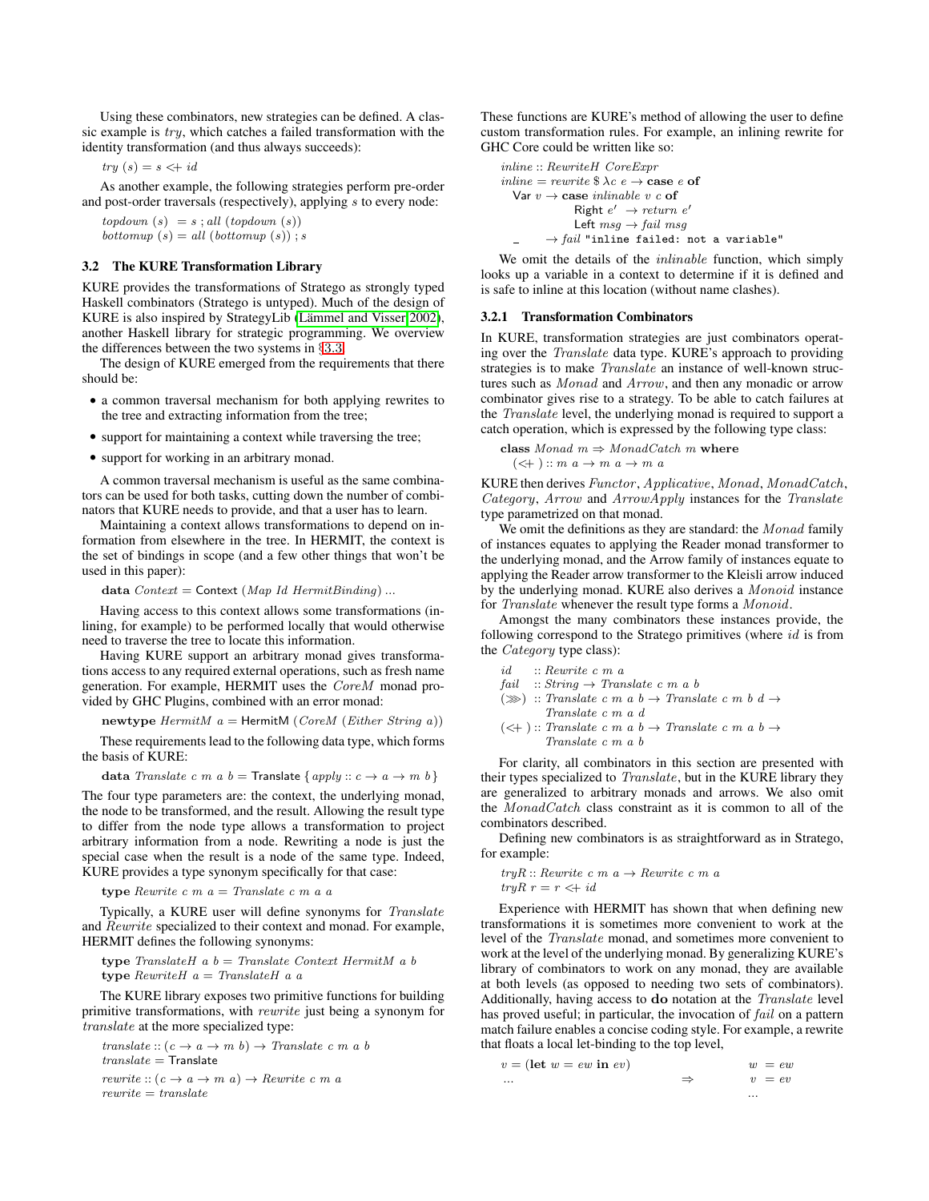Using these combinators, new strategies can be defined. A classic example is *try*, which catches a failed transformation with the identity transformation (and thus always succeeds):

$$try\ (s) = s <\!\!+\ id$$

As another example, the following strategies perform pre-order and post-order traversals (respectively), applying $s$ to every node:

$$\begin{aligned} topdown\ (s) &= s\ ; all\ (topdown\ (s)) \\ bottomup\ (s) &= all\ (bottomup\ (s))\ ; s \end{aligned}$$

### 3.2 The KURE Transformation Library

KURE provides the transformations of Stratego as strongly typed Haskell combinators (Stratego is untyped). Much of the design of KURE is also inspired by StrategyLib (Lämmel and Visser 2002), another Haskell library for strategic programming. We overview the differences between the two systems in §3.3.

The design of KURE emerged from the requirements that there should be:

- a common traversal mechanism for both applying rewrites to the tree and extracting information from the tree;
- support for maintaining a context while traversing the tree;
- support for working in an arbitrary monad.

A common traversal mechanism is useful as the same combinators can be used for both tasks, cutting down the number of combinators that KURE needs to provide, and that a user has to learn.

Maintaining a context allows transformations to depend on information from elsewhere in the tree. In HERMIT, the context is the set of bindings in scope (and a few other things that won't be used in this paper):

```
data Context = Context (Map Id HermitBinding) ...
```

Having access to this context allows some transformations (inlining, for example) to be performed locally that would otherwise need to traverse the tree to locate this information.

Having KURE support an arbitrary monad gives transformations access to any required external operations, such as fresh name generation. For example, HERMIT uses the *CoreM* monad provided by GHC Plugins, combined with an error monad:

```
newtype HermitM a = HermitM (CoreM (Either String a))
```

These requirements lead to the following data type, which forms the basis of KURE:

```
data Translate c m a b = Translate { apply :: c → a → m b }
```

The four type parameters are: the context, the underlying monad, the node to be transformed, and the result. Allowing the result type to differ from the node type allows a transformation to project arbitrary information from a node. Rewriting a node is just the special case when the result is a node of the same type. Indeed, KURE provides a type synonym specifically for that case:

```
type Rewrite c m a = Translate c m a a
```

Typically, a KURE user will define synonyms for *Translate* and *Rewrite* specialized to their context and monad. For example, HERMIT defines the following synonyms:

```
type TranslateH a b = Translate Context HermitM a b
type RewriteH a = TranslateH a a
```

The KURE library exposes two primitive functions for building primitive transformations, with *rewrite* just being a synonym for *translate* at the more specialized type:

```
translate :: (c → a → m b) → Translate c m a b
translate = Translate
rewrite :: (c → a → m a) → Rewrite c m a
rewrite = translate
```

These functions are KURE's method of allowing the user to define custom transformation rules. For example, an inlining rewrite for GHC Core could be written like so:

```
inline :: RewriteH CoreExpr
inline = rewrite $ λc e → case e of
  Var v → case inlinable v c of
            Right e′ → return e′
            Left msg → fail msg
  _     → fail "inline failed: not a variable"
```

We omit the details of the *inlinable* function, which simply looks up a variable in a context to determine if it is defined and is safe to inline at this location (without name clashes).

#### 3.2.1 Transformation Combinators

In KURE, transformation strategies are just combinators operating over the *Translate* data type. KURE's approach to providing strategies is to make *Translate* an instance of well-known structures such as *Monad* and *Arrow*, and then any monadic or arrow combinator gives rise to a strategy. To be able to catch failures at the *Translate* level, the underlying monad is required to support a catch operation, which is expressed by the following type class:

```
class Monad m ⇒ MonadCatch m where
  (<+) :: m a → m a → m a
```

KURE then derives *Functor*, *Applicative*, *Monad*, *MonadCatch*, *Category*, *Arrow* and *ArrowApply* instances for the *Translate* type parametrized on that monad.

We omit the definitions as they are standard: the *Monad* family of instances equates to applying the Reader monad transformer to the underlying monad, and the Arrow family of instances equate to applying the Reader arrow transformer to the Kleisli arrow induced by the underlying monad. KURE also derives a *Monoid* instance for *Translate* whenever the result type forms a *Monoid*.

Amongst the many combinators these instances provide, the following correspond to the Stratego primitives (where *id* is from the *Category* type class):

```
id    :: Rewrite c m a
fail  :: String → Translate c m a b
(>>>) :: Translate c m a b → Translate c m b d →
         Translate c m a d
(<+)  :: Translate c m a b → Translate c m a b →
         Translate c m a b
```

For clarity, all combinators in this section are presented with their types specialized to *Translate*, but in the KURE library they are generalized to arbitrary monads and arrows. We also omit the *MonadCatch* class constraint as it is common to all of the combinators described.

Defining new combinators is as straightforward as in Stratego, for example:

```
tryR :: Rewrite c m a → Rewrite c m a
tryR r = r <+ id
```

Experience with HERMIT has shown that when defining new transformations it is sometimes more convenient to work at the level of the *Translate* monad, and sometimes more convenient to work at the level of the underlying monad. By generalizing KURE's library of combinators to work on any monad, they are available at both levels (as opposed to needing two sets of combinators). Additionally, having access to **do** notation at the *Translate* level has proved useful; in particular, the invocation of *fail* on a pattern match failure enables a concise coding style. For example, a rewrite that floats a local let-binding to the top level,

```
v = (let w = ew in ev)          ⇒        w = ew
...                                      v = ev
                                         ...
```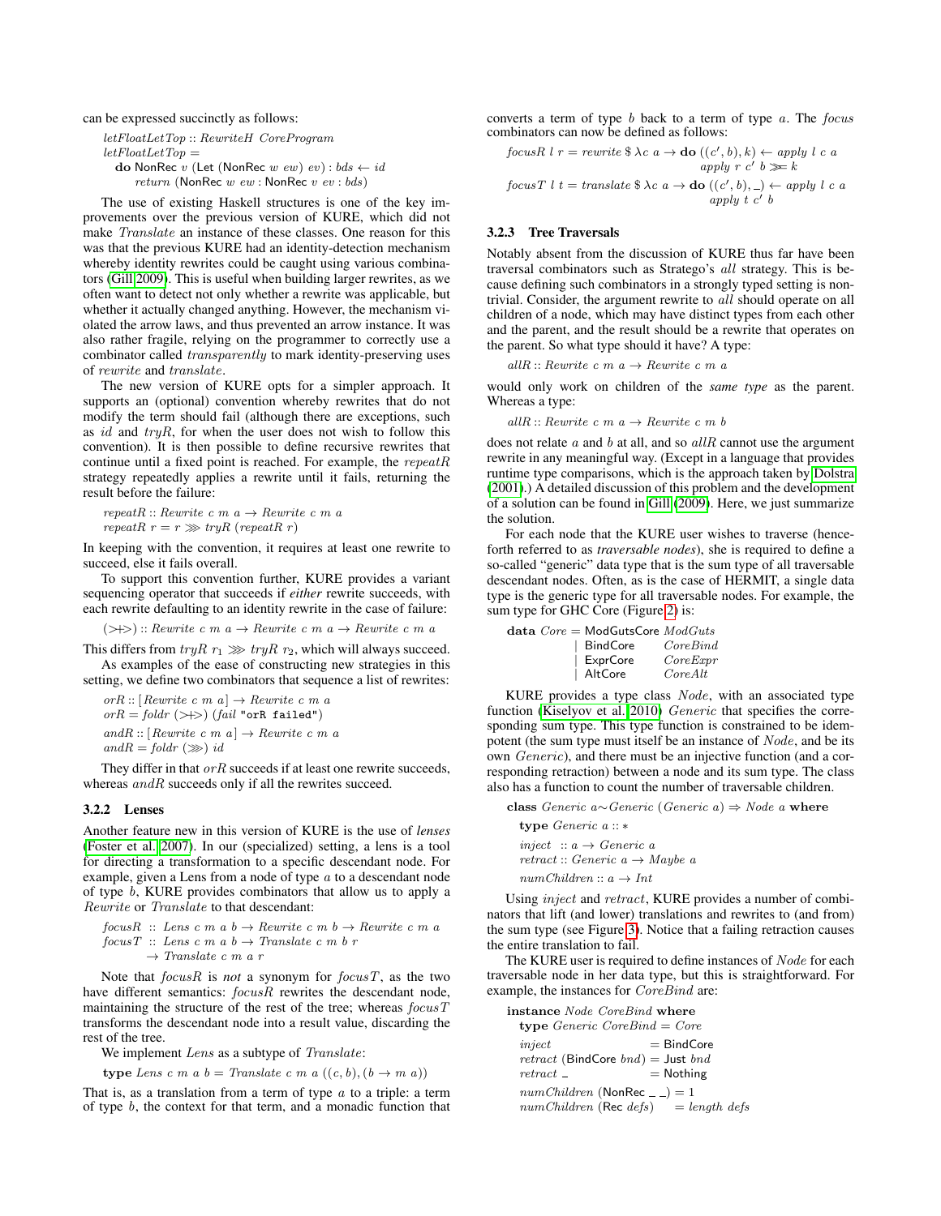can be expressed succinctly as follows:

```
letFloatLetTop :: RewriteH CoreProgram
letFloatLetTop =
  do NonRec v (Let (NonRec w ew) ev) : bds ← id
     return (NonRec w ew : NonRec v ev : bds)
```

The use of existing Haskell structures is one of the key improvements over the previous version of KURE, which did not make *Translate* an instance of these classes. One reason for this was that the previous KURE had an identity-detection mechanism whereby identity rewrites could be caught using various combinators (Gill 2009). This is useful when building larger rewrites, as we often want to detect not only whether a rewrite was applicable, but whether it actually changed anything. However, the mechanism violated the arrow laws, and thus prevented an arrow instance. It was also rather fragile, relying on the programmer to correctly use a combinator called *transparently* to mark identity-preserving uses of *rewrite* and *translate*.

The new version of KURE opts for a simpler approach. It supports an (optional) convention whereby rewrites that do not modify the term should fail (although there are exceptions, such as *id* and *tryR*, for when the user does not wish to follow this convention). It is then possible to define recursive rewrites that continue until a fixed point is reached. For example, the *repeatR* strategy repeatedly applies a rewrite until it fails, returning the result before the failure:

```
repeatR :: Rewrite c m a → Rewrite c m a
repeatR r = r ⋙ tryR (repeatR r)
```

In keeping with the convention, it requires at least one rewrite to succeed, else it fails overall.

To support this convention further, KURE provides a variant sequencing operator that succeeds if *either* rewrite succeeds, with each rewrite defaulting to an identity rewrite in the case of failure:

```
(>+>) :: Rewrite c m a → Rewrite c m a → Rewrite c m a
```

This differs from $tryR\ r_1 \ggg tryR\ r_2$, which will always succeed.

As examples of the ease of constructing new strategies in this setting, we define two combinators that sequence a list of rewrites:

```
orR :: [Rewrite c m a] → Rewrite c m a
orR = foldr (>+>) (fail "orR failed")
andR :: [Rewrite c m a] → Rewrite c m a
andR = foldr (⋙) id
```

They differ in that *orR* succeeds if at least one rewrite succeeds, whereas *andR* succeeds only if all the rewrites succeed.

#### 3.2.2 Lenses

Another feature new in this version of KURE is the use of *lenses* (Foster et al. 2007). In our (specialized) setting, a lens is a tool for directing a transformation to a specific descendant node. For example, given a Lens from a node of type *a* to a descendant node of type *b*, KURE provides combinators that allow us to apply a *Rewrite* or *Translate* to that descendant:

```
focusR :: Lens c m a b → Rewrite c m b → Rewrite c m a
focusT :: Lens c m a b → Translate c m b r
       → Translate c m a r
```

Note that *focusR* is *not* a synonym for *focusT*, as the two have different semantics: *focusR* rewrites the descendant node, maintaining the structure of the rest of the tree; whereas *focusT* transforms the descendant node into a result value, discarding the rest of the tree.

We implement *Lens* as a subtype of *Translate*:

```
type Lens c m a b = Translate c m a ((c, b), (b → m a))
```

That is, as a translation from a term of type *a* to a triple: a term of type *b*, the context for that term, and a monadic function that converts a term of type *b* back to a term of type *a*. The *focus* combinators can now be defined as follows:

```
focusR l r = rewrite $ λc a → do ((c′, b), k) ← apply l c a
                                  apply r c′ b ≫= k
focusT l t = translate $ λc a → do ((c′, b), _) ← apply l c a
                                    apply t c′ b
```

#### 3.2.3 Tree Traversals

Notably absent from the discussion of KURE thus far have been traversal combinators such as Stratego's *all* strategy. This is because defining such combinators in a strongly typed setting is non-trivial. Consider, the argument rewrite to *all* should operate on all children of a node, which may have distinct types from each other and the parent, and the result should be a rewrite that operates on the parent. So what type should it have? A type:

```
allR :: Rewrite c m a → Rewrite c m a
```

would only work on children of the *same type* as the parent. Whereas a type:

```
allR :: Rewrite c m a → Rewrite c m b
```

does not relate *a* and *b* at all, and so *allR* cannot use the argument rewrite in any meaningful way. (Except in a language that provides runtime type comparisons, which is the approach taken by Dolstra (2001).) A detailed discussion of this problem and the development of a solution can be found in Gill (2009). Here, we just summarize the solution.

For each node that the KURE user wishes to traverse (henceforth referred to as *traversable nodes*), she is required to define a so-called "generic" data type that is the sum type of all traversable descendant nodes. Often, as is the case of HERMIT, a single data type is the generic type for all traversable nodes. For example, the sum type for GHC Core (Figure 2) is:

```
data Core = ModGutsCore ModGuts
          | BindCore    CoreBind
          | ExprCore    CoreExpr
          | AltCore     CoreAlt
```

KURE provides a type class *Node*, with an associated type function (Kiselyov et al. 2010) *Generic* that specifies the corresponding sum type. This type function is constrained to be idempotent (the sum type must itself be an instance of *Node*, and be its own *Generic*), and there must be an injective function (and a corresponding retraction) between a node and its sum type. The class also has a function to count the number of traversable children.

```
class Generic a ∼ Generic (Generic a) ⇒ Node a where
  type Generic a :: ∗
  inject  :: a → Generic a
  retract :: Generic a → Maybe a
  numChildren :: a → Int
```

Using *inject* and *retract*, KURE provides a number of combinators that lift (and lower) translations and rewrites to (and from) the sum type (see Figure 3). Notice that a failing retraction causes the entire translation to fail.

The KURE user is required to define instances of *Node* for each traversable node in her data type, but this is straightforward. For example, the instances for *CoreBind* are:

```
instance Node CoreBind where
  type Generic CoreBind = Core
  inject                = BindCore
  retract (BindCore bnd) = Just bnd
  retract _             = Nothing
  numChildren (NonRec _ _) = 1
  numChildren (Rec defs)   = length defs
```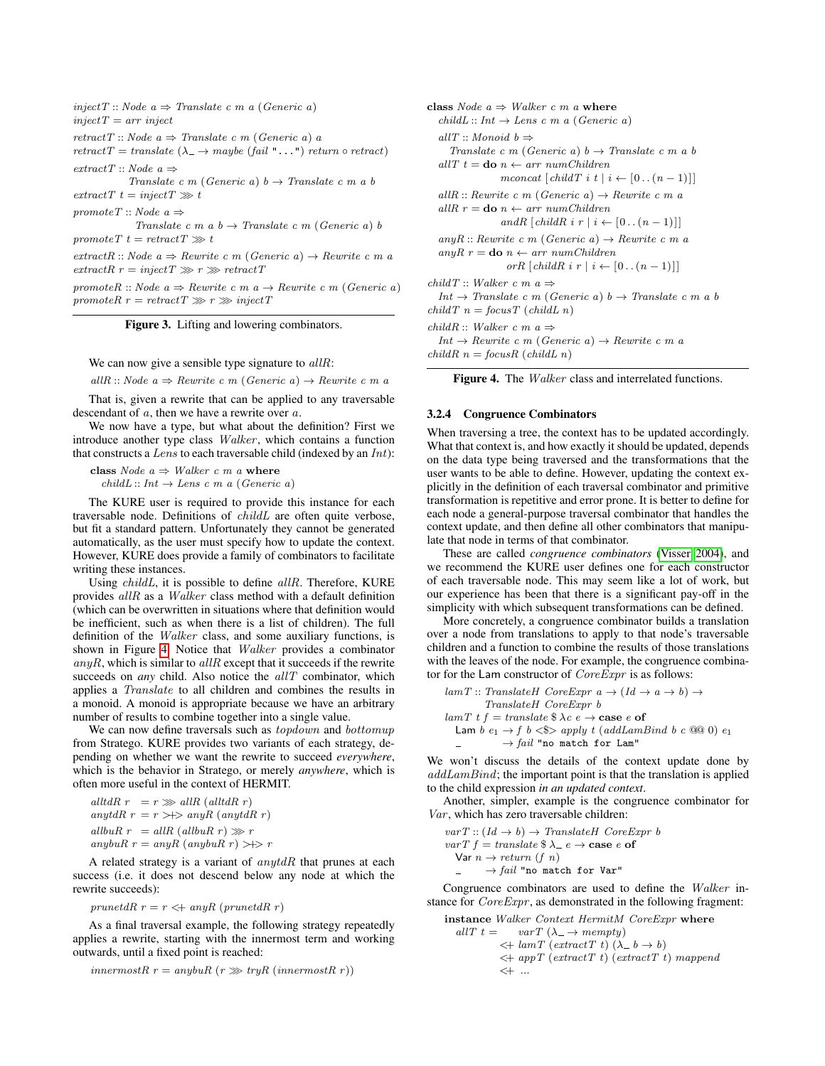```
injectT :: Node a ⇒ Translate c m a (Generic a)
injectT = arr inject

retractT :: Node a ⇒ Translate c m (Generic a) a
retractT = translate (λ_ → maybe (fail "...") return ∘ retract)

extractT :: Node a ⇒
            Translate c m (Generic a) b → Translate c m a b
extractT t = injectT >>> t

promoteT :: Node a ⇒
            Translate c m a b → Translate c m (Generic a) b
promoteT t = retractT >>> t

extractR :: Node a ⇒ Rewrite c m (Generic a) → Rewrite c m a
extractR r = injectT >>> r >>> retractT

promoteR :: Node a ⇒ Rewrite c m a → Rewrite c m (Generic a)
promoteR r = retractT >>> r >>> injectT
```

**Figure 3.** Lifting and lowering combinators.

We can now give a sensible type signature to *allR*:

```
allR :: Node a ⇒ Rewrite c m (Generic a) → Rewrite c m a
```

That is, given a rewrite that can be applied to any traversable descendant of *a*, then we have a rewrite over *a*.

We now have a type, but what about the definition? First we introduce another type class *Walker*, which contains a function that constructs a *Lens* to each traversable child (indexed by an *Int*):

```
class Node a ⇒ Walker c m a where
  childL :: Int → Lens c m a (Generic a)
```

The KURE user is required to provide this instance for each traversable node. Definitions of *childL* are often quite verbose, but fit a standard pattern. Unfortunately they cannot be generated automatically, as the user must specify how to update the context. However, KURE does provide a family of combinators to facilitate writing these instances.

Using *childL*, it is possible to define *allR*. Therefore, KURE provides *allR* as a *Walker* class method with a default definition (which can be overwritten in situations where that definition would be inefficient, such as when there is a list of children). The full definition of the *Walker* class, and some auxiliary functions, is shown in Figure 4. Notice that *Walker* provides a combinator *anyR*, which is similar to *allR* except that it succeeds if the rewrite succeeds on *any* child. Also notice the *allT* combinator, which applies a *Translate* to all children and combines the results in a monoid. A monoid is appropriate because we have an arbitrary number of results to combine together into a single value.

We can now define traversals such as *topdown* and *bottomup* from Stratego. KURE provides two variants of each strategy, depending on whether we want the rewrite to succeed ***everywhere***, which is the behavior in Stratego, or merely ***anywhere***, which is often more useful in the context of HERMIT.

```
alltdR r  = r >>> allR (alltdR r)
anytdR r = r >+> anyR (anytdR r)
allbuR r  = allR (allbuR r) >>> r
anybuR r = anyR (anybuR r) >+> r
```

A related strategy is a variant of *anytdR* that prunes at each success (i.e. it does not descend below any node at which the rewrite succeeds):

```
prunetdR r = r <+ anyR (prunetdR r)
```

As a final traversal example, the following strategy repeatedly applies a rewrite, starting with the innermost term and working outwards, until a fixed point is reached:

```
innermostR r = anybuR (r >>> tryR (innermostR r))
```

```
class Node a ⇒ Walker c m a where
  childL :: Int → Lens c m a (Generic a)

  allT :: Monoid b ⇒
      Translate c m (Generic a) b → Translate c m a b
  allT t = do n ← arr numChildren
              mconcat [childT i t | i ← [0 .. (n − 1)]]

  allR :: Rewrite c m (Generic a) → Rewrite c m a
  allR r = do n ← arr numChildren
              andR [childR i r | i ← [0 .. (n − 1)]]

  anyR :: Rewrite c m (Generic a) → Rewrite c m a
  anyR r = do n ← arr numChildren
              orR [childR i r | i ← [0 .. (n − 1)]]

childT :: Walker c m a ⇒
  Int → Translate c m (Generic a) b → Translate c m a b
childT n = focusT (childL n)

childR :: Walker c m a ⇒
  Int → Rewrite c m (Generic a) → Rewrite c m a
childR n = focusR (childL n)
```

**Figure 4.** The *Walker* class and interrelated functions.

#### 3.2.4 Congruence Combinators

When traversing a tree, the context has to be updated accordingly. What that context is, and how exactly it should be updated, depends on the data type being traversed and the transformations that the user wants to be able to define. However, updating the context explicitly in the definition of each traversal combinator and primitive transformation is repetitive and error prone. It is better to define for each node a general-purpose traversal combinator that handles the context update, and then define all other combinators that manipulate that node in terms of that combinator.

These are called *congruence combinators* (Visser 2004), and we recommend the KURE user defines one for each constructor of each traversable node. This may seem like a lot of work, but our experience has been that there is a significant pay-off in the simplicity with which subsequent transformations can be defined.

More concretely, a congruence combinator builds a translation over a node from translations to apply to that node's traversable children and a function to combine the results of those translations with the leaves of the node. For example, the congruence combinator for the Lam constructor of *CoreExpr* is as follows:

```
lamT :: TranslateH CoreExpr a → (Id → a → b) →
        TranslateH CoreExpr b
lamT t f = translate $ λc e → case e of
  Lam b e1 → f b <$> apply t (addLamBind b c @@ 0) e1
  _         → fail "no match for Lam"
```

We won't discuss the details of the context update done by *addLamBind*; the important point is that the translation is applied to the child expression *in an updated context*.

Another, simpler, example is the congruence combinator for *Var*, which has zero traversable children:

```
varT :: (Id → b) → TranslateH CoreExpr b
varT f = translate $ λ_ e → case e of
  Var n → return (f n)
  _     → fail "no match for Var"
```

Congruence combinators are used to define the *Walker* instance for *CoreExpr*, as demonstrated in the following fragment:

```
instance Walker Context HermitM CoreExpr where
  allT t =     varT (λ_ → mempty)
           <+ lamT (extractT t) (λ_ b → b)
           <+ appT (extractT t) (extractT t) mappend
           <+ ...
```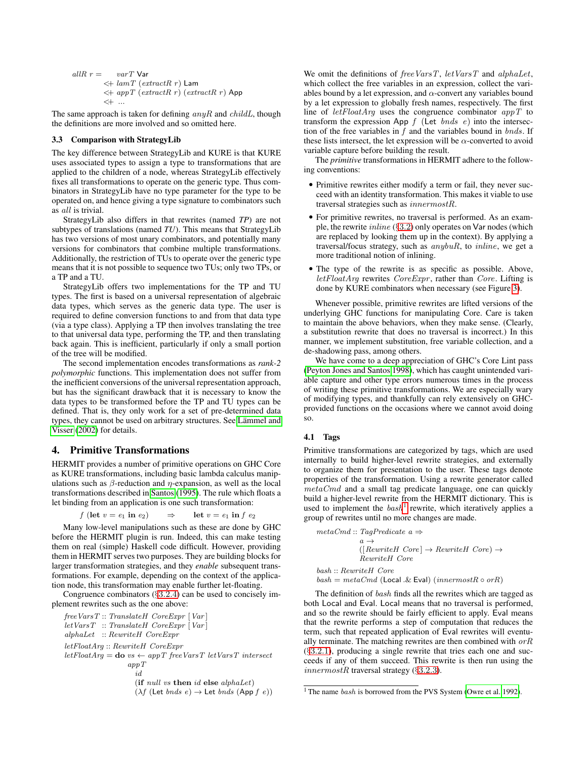```
allR r =      varT Var
          <+ lamT (extractR r) Lam
          <+ appT (extractR r) (extractR r) App
          <+ ...
```

The same approach is taken for defining *anyR* and *childL*, though the definitions are more involved and so omitted here.

### 3.3 Comparison with StrategyLib

The key difference between StrategyLib and KURE is that KURE uses associated types to assign a type to transformations that are applied to the children of a node, whereas StrategyLib effectively fixes all transformations to operate on the generic type. Thus combinators in StrategyLib have no type parameter for the type to be operated on, and hence giving a type signature to combinators such as *all* is trivial.

StrategyLib also differs in that rewrites (named *TP*) are not subtypes of translations (named *TU*). This means that StrategyLib has two versions of most unary combinators, and potentially many versions for combinators that combine multiple transformations. Additionally, the restriction of TUs to operate over the generic type means that it is not possible to sequence two TUs; only two TPs, or a TP and a TU.

StrategyLib offers two implementations for the TP and TU types. The first is based on a universal representation of algebraic data types, which serves as the generic data type. The user is required to define conversion functions to and from that data type (via a type class). Applying a TP then involves translating the tree to that universal data type, performing the TP, and then translating back again. This is inefficient, particularly if only a small portion of the tree will be modified.

The second implementation encodes transformations as *rank-2 polymorphic* functions. This implementation does not suffer from the inefficient conversions of the universal representation approach, but has the significant drawback that it is necessary to know the data types to be transformed before the TP and TU types can be defined. That is, they only work for a set of pre-determined data types, they cannot be used on arbitrary structures. See Lämmel and Visser (2002) for details.

## 4. Primitive Transformations

HERMIT provides a number of primitive operations on GHC Core as KURE transformations, including basic lambda calculus manipulations such as $\beta$-reduction and $\eta$-expansion, as well as the local transformations described in Santos (1995). The rule which floats a let binding from an application is one such transformation:

$$f\ (\textbf{let}\ v = e_1\ \textbf{in}\ e_2) \qquad \Rightarrow \qquad \textbf{let}\ v = e_1\ \textbf{in}\ f\ e_2$$

Many low-level manipulations such as these are done by GHC before the HERMIT plugin is run. Indeed, this can make testing them on real (simple) Haskell code difficult. However, providing them in HERMIT serves two purposes. They are building blocks for larger transformation strategies, and they *enable* subsequent transformations. For example, depending on the context of the application node, this transformation may enable further let-floating.

Congruence combinators (§3.2.4) can be used to concisely implement rewrites such as the one above:

```
freeVarsT :: TranslateH CoreExpr [Var]
letVarsT  :: TranslateH CoreExpr [Var]
alphaLet  :: RewriteH CoreExpr

letFloatArg :: RewriteH CoreExpr
letFloatArg = do vs <- appT freeVarsT letVarsT intersect
                 appT
                   id
                   (if null vs then id else alphaLet)
                   (λf (Let bnds e) -> Let bnds (App f e))
```

We omit the definitions of *freeVarsT*, *letVarsT* and *alphaLet*, which collect the free variables in an expression, collect the variables bound by a let expression, and $\alpha$-convert any variables bound by a let expression to globally fresh names, respectively. The first line of *letFloatArg* uses the congruence combinator *appT* to transform the expression App *f* (Let *bnds* *e*) into the intersection of the free variables in *f* and the variables bound in *bnds*. If these lists intersect, the let expression will be $\alpha$-converted to avoid variable capture before building the result.

The *primitive* transformations in HERMIT adhere to the following conventions:

- Primitive rewrites either modify a term or fail, they never succeed with an identity transformation. This makes it viable to use traversal strategies such as *innermostR*.
- For primitive rewrites, no traversal is performed. As an example, the rewrite *inline* (§3.2) only operates on Var nodes (which are replaced by looking them up in the context). By applying a traversal/focus strategy, such as *anybuR*, to *inline*, we get a more traditional notion of inlining.
- The type of the rewrite is as specific as possible. Above, *letFloatArg* rewrites *CoreExpr*, rather than *Core*. Lifting is done by KURE combinators when necessary (see Figure 3).

Whenever possible, primitive rewrites are lifted versions of the underlying GHC functions for manipulating Core. Care is taken to maintain the above behaviors, when they make sense. (Clearly, a substitution rewrite that does no traversal is incorrect.) In this manner, we implement substitution, free variable collection, and a de-shadowing pass, among others.

We have come to a deep appreciation of GHC's Core Lint pass (Peyton Jones and Santos 1998), which has caught unintended variable capture and other type errors numerous times in the process of writing these primitive transformations. We are especially wary of modifying types, and thankfully can rely extensively on GHC-provided functions on the occasions where we cannot avoid doing so.

### 4.1 Tags

Primitive transformations are categorized by tags, which are used internally to build higher-level rewrite strategies, and externally to organize them for presentation to the user. These tags denote properties of the transformation. Using a rewrite generator called *metaCmd* and a small tag predicate language, one can quickly build a higher-level rewrite from the HERMIT dictionary. This is used to implement the *bash*[1] rewrite, which iteratively applies a group of rewrites until no more changes are made.

```
metaCmd :: TagPredicate a =>
           a ->
           ([RewriteH Core] -> RewriteH Core) ->
           RewriteH Core

bash :: RewriteH Core
bash = metaCmd (Local .& Eval) (innermostR ∘ orR)
```

The definition of *bash* finds all the rewrites which are tagged as both Local and Eval. Local means that no traversal is performed, and so the rewrite should be fairly efficient to apply. Eval means that the rewrite performs a step of computation that reduces the term, such that repeated application of Eval rewrites will eventually terminate. The matching rewrites are then combined with *orR* (§3.2.1), producing a single rewrite that tries each one and succeeds if any of them succeed. This rewrite is then run using the *innermostR* traversal strategy (§3.2.3).

[1] The name *bash* is borrowed from the PVS System (Owre et al. 1992).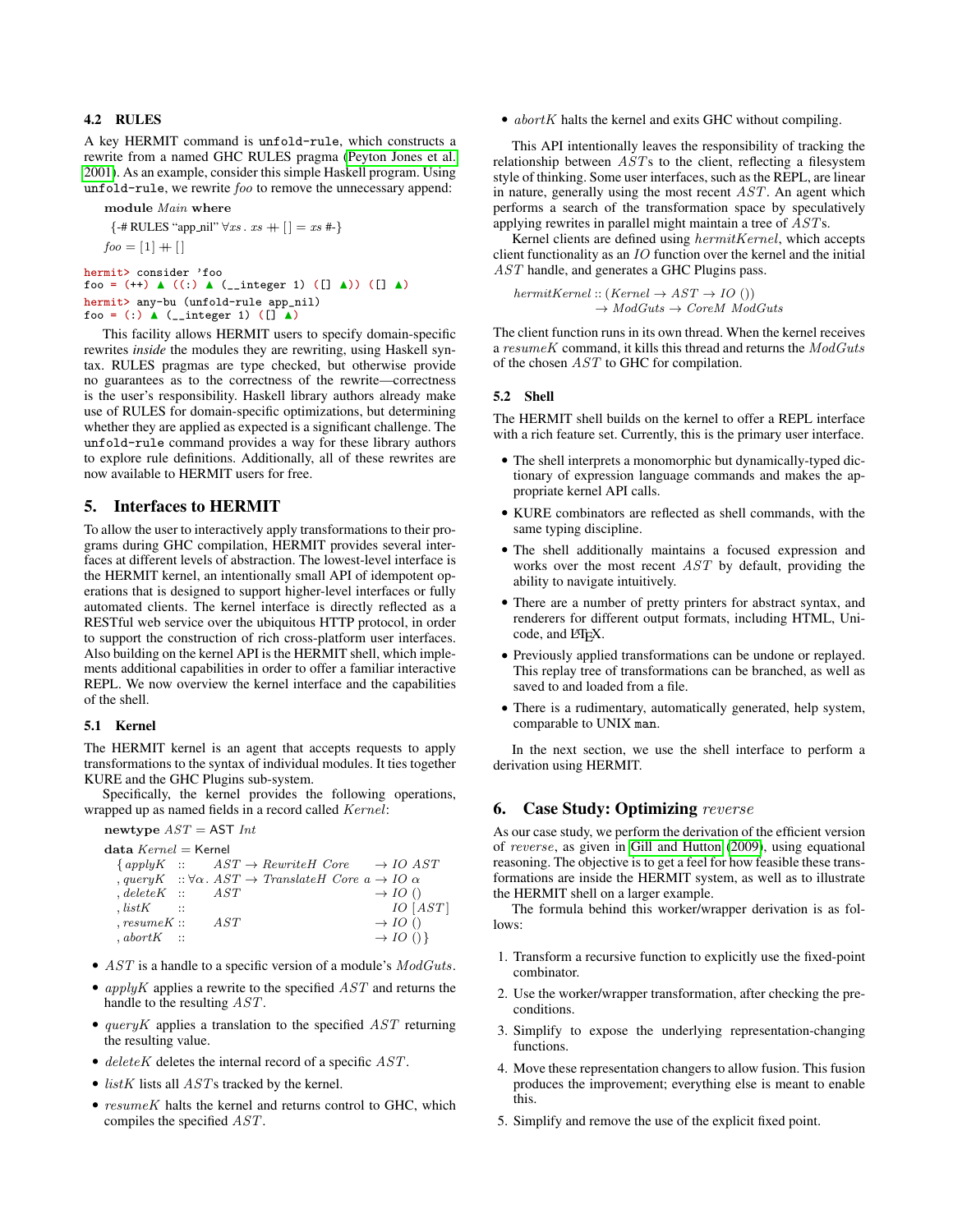### 4.2 RULES

A key HERMIT command is `unfold-rule`, which constructs a rewrite from a named GHC RULES pragma (Peyton Jones et al. 2001). As an example, consider this simple Haskell program. Using `unfold-rule`, we rewrite *foo* to remove the unnecessary append:

```
module Main where
  {-# RULES "app_nil" ∀xs . xs ++ [] = xs #-}
foo = [1] ++ []
```

```
hermit> consider 'foo
foo = (++) ▲ ((:) ▲ (__integer 1) ([] ▲)) ([] ▲)
hermit> any-bu (unfold-rule app_nil)
foo = (:) ▲ (__integer 1) ([] ▲)
```

This facility allows HERMIT users to specify domain-specific rewrites *inside* the modules they are rewriting, using Haskell syntax. RULES pragmas are type checked, but otherwise provide no guarantees as to the correctness of the rewrite—correctness is the user's responsibility. Haskell library authors already make use of RULES for domain-specific optimizations, but determining whether they are applied as expected is a significant challenge. The `unfold-rule` command provides a way for these library authors to explore rule definitions. Additionally, all of these rewrites are now available to HERMIT users for free.

## 5. Interfaces to HERMIT

To allow the user to interactively apply transformations to their programs during GHC compilation, HERMIT provides several interfaces at different levels of abstraction. The lowest-level interface is the HERMIT kernel, an intentionally small API of idempotent operations that is designed to support higher-level interfaces or fully automated clients. The kernel interface is directly reflected as a RESTful web service over the ubiquitous HTTP protocol, in order to support the construction of rich cross-platform user interfaces. Also building on the kernel API is the HERMIT shell, which implements additional capabilities in order to offer a familiar interactive REPL. We now overview the kernel interface and the capabilities of the shell.

### 5.1 Kernel

The HERMIT kernel is an agent that accepts requests to apply transformations to the syntax of individual modules. It ties together KURE and the GHC Plugins sub-system.

Specifically, the kernel provides the following operations, wrapped up as named fields in a record called *Kernel*:

```
newtype AST = AST Int

data Kernel = Kernel
  { applyK  ::     AST → RewriteH Core    → IO AST
  , queryK  :: ∀α. AST → TranslateH Core α → IO α
  , deleteK ::     AST                    → IO ()
  , listK   ::                              IO [AST]
  , resumeK ::     AST                    → IO ()
  , abortK  ::                            → IO () }
```

- *AST* is a handle to a specific version of a module's *ModGuts*.
- *applyK* applies a rewrite to the specified *AST* and returns the handle to the resulting *AST*.
- *queryK* applies a translation to the specified *AST* returning the resulting value.
- *deleteK* deletes the internal record of a specific *AST*.
- *listK* lists all *AST*s tracked by the kernel.
- *resumeK* halts the kernel and returns control to GHC, which compiles the specified *AST*.
- *abortK* halts the kernel and exits GHC without compiling.

This API intentionally leaves the responsibility of tracking the relationship between *AST*s to the client, reflecting a filesystem style of thinking. Some user interfaces, such as the REPL, are linear in nature, generally using the most recent *AST*. An agent which performs a search of the transformation space by speculatively applying rewrites in parallel might maintain a tree of *AST*s.

Kernel clients are defined using *hermitKernel*, which accepts client functionality as an *IO* function over the kernel and the initial *AST* handle, and generates a GHC Plugins pass.

```
hermitKernel :: (Kernel → AST → IO ())
             → ModGuts → CoreM ModGuts
```

The client function runs in its own thread. When the kernel receives a *resumeK* command, it kills this thread and returns the *ModGuts* of the chosen *AST* to GHC for compilation.

### 5.2 Shell

The HERMIT shell builds on the kernel to offer a REPL interface with a rich feature set. Currently, this is the primary user interface.

- The shell interprets a monomorphic but dynamically-typed dictionary of expression language commands and makes the appropriate kernel API calls.
- KURE combinators are reflected as shell commands, with the same typing discipline.
- The shell additionally maintains a focused expression and works over the most recent *AST* by default, providing the ability to navigate intuitively.
- There are a number of pretty printers for abstract syntax, and renderers for different output formats, including HTML, Unicode, and LaTeX.
- Previously applied transformations can be undone or replayed. This replay tree of transformations can be branched, as well as saved to and loaded from a file.
- There is a rudimentary, automatically generated, help system, comparable to UNIX `man`.

In the next section, we use the shell interface to perform a derivation using HERMIT.

## 6. Case Study: Optimizing *reverse*

As our case study, we perform the derivation of the efficient version of *reverse*, as given in Gill and Hutton (2009), using equational reasoning. The objective is to get a feel for how feasible these transformations are inside the HERMIT system, as well as to illustrate the HERMIT shell on a larger example.

The formula behind this worker/wrapper derivation is as follows:

1. Transform a recursive function to explicitly use the fixed-point combinator.
2. Use the worker/wrapper transformation, after checking the preconditions.
3. Simplify to expose the underlying representation-changing functions.
4. Move these representation changers to allow fusion. This fusion produces the improvement; everything else is meant to enable this.
5. Simplify and remove the use of the explicit fixed point.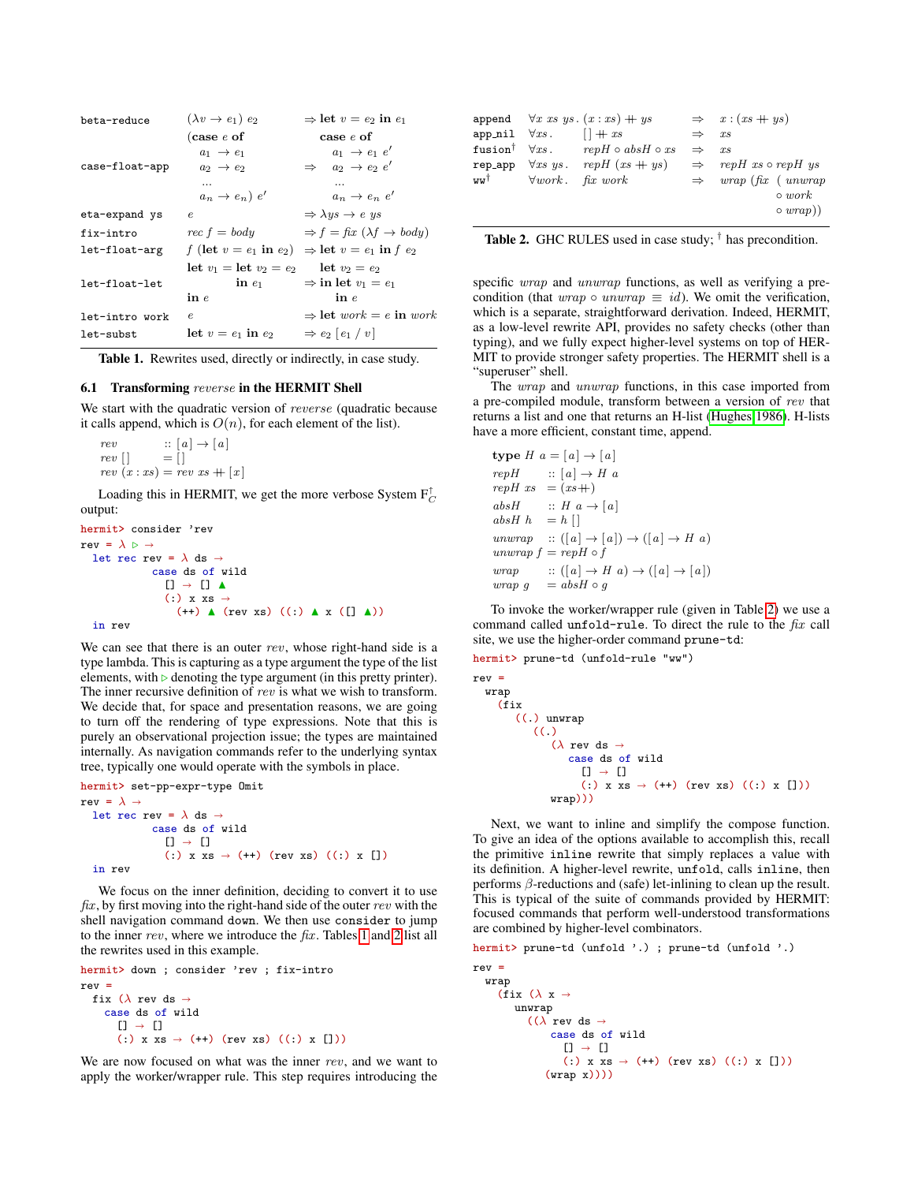| | | |
|---|---|---|
| `beta-reduce` | $(\lambda v \to e_1)\ e_2$ | $\Rightarrow$ **let** $v = e_2$ **in** $e_1$ |
| `case-float-app` | $($**case** $e$ **of** $a_1 \to e_1;\ a_2 \to e_2;\ \ldots;\ a_n \to e_n)\ e'$ | $\Rightarrow$ **case** $e$ **of** $a_1 \to e_1\ e';\ a_2 \to e_2\ e';\ \ldots;\ a_n \to e_n\ e'$ |
| `eta-expand ys` | $e$ | $\Rightarrow \lambda ys \to e\ ys$ |
| `fix-intro` | $rec\ f = body$ | $\Rightarrow f = \mathit{fix}\ (\lambda f \to body)$ |
| `let-float-arg` | $f\ ($**let** $v = e_1$ **in** $e_2)$ | $\Rightarrow$ **let** $v = e_1$ **in** $f\ e_2$ |
| `let-float-let` | **let** $v_1 =$ **let** $v_2 = e_2$ **in** $e_1$ **in** $e$ | $\Rightarrow$ **let** $v_2 = e_2$ **in let** $v_1 = e_1$ **in** $e$ |
| `let-intro work` | $e$ | $\Rightarrow$ **let** $work = e$ **in** $work$ |
| `let-subst` | **let** $v = e_1$ **in** $e_2$ | $\Rightarrow e_2\ [e_1\ /\ v]$ |

**Table 1.** Rewrites used, directly or indirectly, in case study.

### 6.1 Transforming *reverse* in the HERMIT Shell

We start with the quadratic version of *reverse* (quadratic because it calls append, which is $O(n)$, for each element of the list).

$$
\begin{aligned}
&rev && :: [a] \to [a]\\
&rev\ [\,] && = [\,]\\
&rev\ (x : xs) && = rev\ xs +\!\!+ [x]
\end{aligned}
$$

Loading this in HERMIT, we get the more verbose System $F_C^{\uparrow}$ output:

```
hermit> consider 'rev
rev = λ ▷ →
  let rec rev = λ ds →
            case ds of wild
              [] → [] ▲
              (:) x xs →
                (++) ▲ (rev xs) ((:) ▲ x ([] ▲))
  in rev
```

We can see that there is an outer *rev*, whose right-hand side is a type lambda. This is capturing as a type argument the type of the list elements, with ▷ denoting the type argument (in this pretty printer). The inner recursive definition of *rev* is what we wish to transform. We decide that, for space and presentation reasons, we are going to turn off the rendering of type expressions. Note that this is purely an observational projection issue; the types are maintained internally. As navigation commands refer to the underlying syntax tree, typically one would operate with the symbols in place.

```
hermit> set-pp-expr-type Omit
rev = λ →
  let rec rev = λ ds →
            case ds of wild
              [] → []
              (:) x xs → (++) (rev xs) ((:) x [])
  in rev
```

We focus on the inner definition, deciding to convert it to use *fix*, by first moving into the right-hand side of the outer *rev* with the shell navigation command `down`. We then use `consider` to jump to the inner *rev*, where we introduce the *fix*. Tables 1 and 2 list all the rewrites used in this example.

```
hermit> down ; consider 'rev ; fix-intro
rev =
  fix (λ rev ds →
    case ds of wild
      [] → []
      (:) x xs → (++) (rev xs) ((:) x []))
```

We are now focused on what was the inner *rev*, and we want to apply the worker/wrapper rule. This step requires introducing the specific *wrap* and *unwrap* functions, as well as verifying a precondition (that $wrap \circ unwrap \equiv id$). We omit the verification, which is a separate, straightforward derivation. Indeed, HERMIT, as a low-level rewrite API, provides no safety checks (other than typing), and we fully expect higher-level systems on top of HERMIT to provide stronger safety properties. The HERMIT shell is a "superuser" shell.

| | | | |
|---|---|---|---|
| `append` | $\forall x\ xs\ ys\,.\ (x : xs) +\!\!+ ys$ | $\Rightarrow$ | $x : (xs +\!\!+ ys)$ |
| `app_nil` | $\forall xs\,.$ $[\,] +\!\!+ xs$ | $\Rightarrow$ | $xs$ |
| `fusion`$^\dagger$ | $\forall xs\,.$ $repH \circ absH \circ xs$ | $\Rightarrow$ | $xs$ |
| `rep_app` | $\forall xs\ ys\,.$ $repH\ (xs +\!\!+ ys)$ | $\Rightarrow$ | $repH\ xs \circ repH\ ys$ |
| `ww`$^\dagger$ | $\forall work\,.$ $\mathit{fix}\ work$ | $\Rightarrow$ | $wrap\ (\mathit{fix}\ (unwrap \circ work \circ wrap))$ |

**Table 2.** GHC RULES used in case study; $^\dagger$ has precondition.

The *wrap* and *unwrap* functions, in this case imported from a pre-compiled module, transform between a version of *rev* that returns a list and one that returns an H-list (Hughes 1986). H-lists have a more efficient, constant time, append.

$$
\begin{aligned}
&\textbf{type}\ H\ a = [a] \to [a]\\
&repH && :: [a] \to H\ a\\
&repH\ xs && = (xs +\!\!+)\\
&absH && :: H\ a \to [a]\\
&absH\ h && = h\ [\,]\\
&unwrap && :: ([a] \to [a]) \to ([a] \to H\ a)\\
&unwrap\ f && = repH \circ f\\
&wrap && :: ([a] \to H\ a) \to ([a] \to [a])\\
&wrap\ g && = absH \circ g
\end{aligned}
$$

To invoke the worker/wrapper rule (given in Table 2) we use a command called `unfold-rule`. To direct the rule to the *fix* call site, we use the higher-order command `prune-td`:

```
hermit> prune-td (unfold-rule "ww")
rev =
  wrap
    (fix
       ((.) unwrap
          ((.)
             (λ rev ds →
                case ds of wild
                  [] → []
                  (:) x xs → (++) (rev xs) ((:) x []))
             wrap)))
```

Next, we want to inline and simplify the compose function. To give an idea of the options available to accomplish this, recall the primitive `inline` rewrite that simply replaces a value with its definition. A higher-level rewrite, `unfold`, calls `inline`, then performs $\beta$-reductions and (safe) let-inlining to clean up the result. This is typical of the suite of commands provided by HERMIT: focused commands that perform well-understood transformations are combined by higher-level combinators.

```
hermit> prune-td (unfold '.) ; prune-td (unfold '.)
rev =
  wrap
    (fix (λ x →
       unwrap
         ((λ rev ds →
             case ds of wild
               [] → []
               (:) x xs → (++) (rev xs) ((:) x []))
          (wrap x))))
```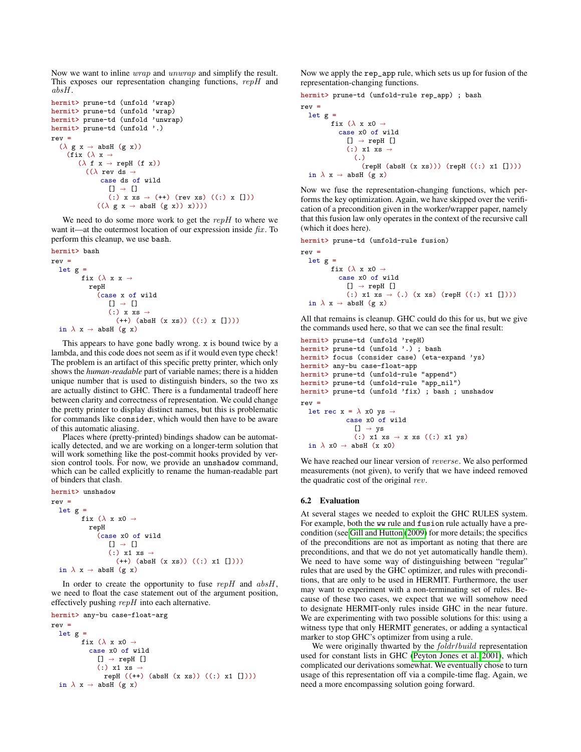Now we want to inline *wrap* and *unwrap* and simplify the result. This exposes our representation changing functions, *repH* and *absH*.

```
hermit> prune-td (unfold 'wrap)
hermit> prune-td (unfold 'wrap)
hermit> prune-td (unfold 'unwrap)
hermit> prune-td (unfold '.)
rev =
  (λ g x → absH (g x))
    (fix (λ x →
       (λ f x → repH (f x))
         ((λ rev ds →
             case ds of wild
               [] → []
               (:) x xs → (++) (rev xs) ((:) x []))
           ((λ g x → absH (g x)) x))))
```

We need to do some more work to get the *repH* to where we want it—at the outermost location of our expression inside *fix*. To perform this cleanup, we use `bash`.

```
hermit> bash
rev =
  let g =
        fix (λ x x →
          repH
            (case x of wild
               [] → []
               (:) x xs →
                 (++) (absH (x xs)) ((:) x [])))
  in λ x → absH (g x)
```

This appears to have gone badly wrong. `x` is bound twice by a lambda, and this code does not seem as if it would even type check! The problem is an artifact of this specific pretty printer, which only shows the *human-readable* part of variable names; there is a hidden unique number that is used to distinguish binders, so the two `xs` are actually distinct to GHC. There is a fundamental tradeoff here between clarity and correctness of representation. We could change the pretty printer to display distinct names, but this is problematic for commands like `consider`, which would then have to be aware of this automatic aliasing.

Places where (pretty-printed) bindings shadow can be automatically detected, and we are working on a longer-term solution that will work something like the post-commit hooks provided by version control tools. For now, we provide an `unshadow` command, which can be called explicitly to rename the human-readable part of binders that clash.

```
hermit> unshadow
rev =
  let g =
        fix (λ x x0 →
          repH
            (case x0 of wild
               [] → []
               (:) x1 xs →
                 (++) (absH (x xs)) ((:) x1 [])))
  in λ x → absH (g x)
```

In order to create the opportunity to fuse *repH* and *absH*, we need to float the case statement out of the argument position, effectively pushing *repH* into each alternative.

```
hermit> any-bu case-float-arg
rev =
  let g =
        fix (λ x x0 →
          case x0 of wild
            [] → repH []
            (:) x1 xs →
              repH ((++) (absH (x xs)) ((:) x1 [])))
  in λ x → absH (g x)
```

Now we apply the `rep_app` rule, which sets us up for fusion of the representation-changing functions.

```
hermit> prune-td (unfold-rule rep_app) ; bash
rev =
  let g =
        fix (λ x x0 →
          case x0 of wild
            [] → repH []
            (:) x1 xs →
              (.)
                (repH (absH (x xs))) (repH ((:) x1 [])))
  in λ x → absH (g x)
```

Now we fuse the representation-changing functions, which performs the key optimization. Again, we have skipped over the verification of a precondition given in the worker/wrapper paper, namely that this fusion law only operates in the context of the recursive call (which it does here).

```
hermit> prune-td (unfold-rule fusion)
rev =
  let g =
        fix (λ x x0 →
          case x0 of wild
            [] → repH []
            (:) x1 xs → (.) (x xs) (repH ((:) x1 [])))
  in λ x → absH (g x)
```

All that remains is cleanup. GHC could do this for us, but we give the commands used here, so that we can see the final result:

```
hermit> prune-td (unfold 'repH)
hermit> prune-td (unfold '.) ; bash
hermit> focus (consider case) (eta-expand 'ys)
hermit> any-bu case-float-app
hermit> prune-td (unfold-rule "append")
hermit> prune-td (unfold-rule "app_nil")
hermit> prune-td (unfold 'fix) ; bash ; unshadow
rev =
  let rec x = λ x0 ys →
            case x0 of wild
              [] → ys
              (:) x1 xs → x xs ((:) x1 ys)
  in λ x0 → absH (x x0)
```

We have reached our linear version of *reverse*. We also performed measurements (not given), to verify that we have indeed removed the quadratic cost of the original *rev*.

### 6.2 Evaluation

At several stages we needed to exploit the GHC RULES system. For example, both the `ww` rule and `fusion` rule actually have a precondition (see Gill and Hutton (2009) for more details; the specifics of the preconditions are not as important as noting that there are preconditions, and that we do not yet automatically handle them). We need to have some way of distinguishing between "regular" rules that are used by the GHC optimizer, and rules with preconditions, that are only to be used in HERMIT. Furthermore, the user may want to experiment with a non-terminating set of rules. Because of these two cases, we expect that we will somehow need to designate HERMIT-only rules inside GHC in the near future. We are experimenting with two possible solutions for this: using a witness type that only HERMIT generates, or adding a syntactical marker to stop GHC's optimizer from using a rule.

We were originally thwarted by the *foldr*/*build* representation used for constant lists in GHC (Peyton Jones et al. 2001), which complicated our derivations somewhat. We eventually chose to turn usage of this representation off via a compile-time flag. Again, we need a more encompassing solution going forward.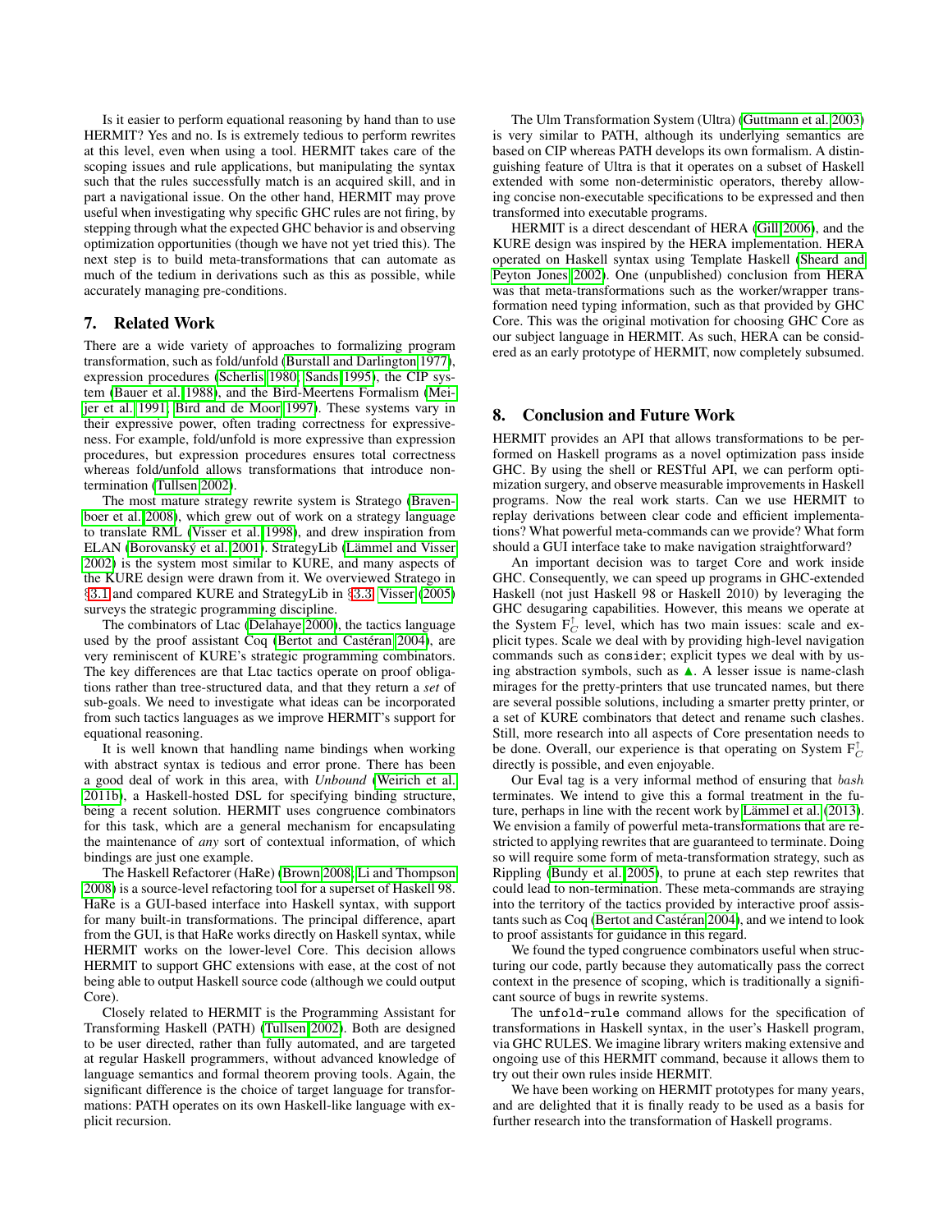Is it easier to perform equational reasoning by hand than to use HERMIT? Yes and no. Is is extremely tedious to perform rewrites at this level, even when using a tool. HERMIT takes care of the scoping issues and rule applications, but manipulating the syntax such that the rules successfully match is an acquired skill, and in part a navigational issue. On the other hand, HERMIT may prove useful when investigating why specific GHC rules are not firing, by stepping through what the expected GHC behavior is and observing optimization opportunities (though we have not yet tried this). The next step is to build meta-transformations that can automate as much of the tedium in derivations such as this as possible, while accurately managing pre-conditions.

## 7. Related Work

There are a wide variety of approaches to formalizing program transformation, such as fold/unfold (Burstall and Darlington 1977), expression procedures (Scherlis 1980; Sands 1995), the CIP system (Bauer et al. 1988), and the Bird-Meertens Formalism (Meijer et al. 1991; Bird and de Moor 1997). These systems vary in their expressive power, often trading correctness for expressiveness. For example, fold/unfold is more expressive than expression procedures, but expression procedures ensures total correctness whereas fold/unfold allows transformations that introduce non-termination (Tullsen 2002).

The most mature strategy rewrite system is Stratego (Bravenboer et al. 2008), which grew out of work on a strategy language to translate RML (Visser et al. 1998), and drew inspiration from ELAN (Borovanský et al. 2001). StrategyLib (Lämmel and Visser 2002) is the system most similar to KURE, and many aspects of the KURE design were drawn from it. We overviewed Stratego in §3.1 and compared KURE and StrategyLib in §3.3. Visser (2005) surveys the strategic programming discipline.

The combinators of Ltac (Delahaye 2000), the tactics language used by the proof assistant Coq (Bertot and Castéran 2004), are very reminiscent of KURE's strategic programming combinators. The key differences are that Ltac tactics operate on proof obligations rather than tree-structured data, and that they return a *set* of sub-goals. We need to investigate what ideas can be incorporated from such tactics languages as we improve HERMIT's support for equational reasoning.

It is well known that handling name bindings when working with abstract syntax is tedious and error prone. There has been a good deal of work in this area, with *Unbound* (Weirich et al. 2011b), a Haskell-hosted DSL for specifying binding structure, being a recent solution. HERMIT uses congruence combinators for this task, which are a general mechanism for encapsulating the maintenance of *any* sort of contextual information, of which bindings are just one example.

The Haskell Refactorer (HaRe) (Brown 2008; Li and Thompson 2008) is a source-level refactoring tool for a superset of Haskell 98. HaRe is a GUI-based interface into Haskell syntax, with support for many built-in transformations. The principal difference, apart from the GUI, is that HaRe works directly on Haskell syntax, while HERMIT works on the lower-level Core. This decision allows HERMIT to support GHC extensions with ease, at the cost of not being able to output Haskell source code (although we could output Core).

Closely related to HERMIT is the Programming Assistant for Transforming Haskell (PATH) (Tullsen 2002). Both are designed to be user directed, rather than fully automated, and are targeted at regular Haskell programmers, without advanced knowledge of language semantics and formal theorem proving tools. Again, the significant difference is the choice of target language for transformations: PATH operates on its own Haskell-like language with explicit recursion.

The Ulm Transformation System (Ultra) (Guttmann et al. 2003) is very similar to PATH, although its underlying semantics are based on CIP whereas PATH develops its own formalism. A distinguishing feature of Ultra is that it operates on a subset of Haskell extended with some non-deterministic operators, thereby allowing concise non-executable specifications to be expressed and then transformed into executable programs.

HERMIT is a direct descendant of HERA (Gill 2006), and the KURE design was inspired by the HERA implementation. HERA operated on Haskell syntax using Template Haskell (Sheard and Peyton Jones 2002). One (unpublished) conclusion from HERA was that meta-transformations such as the worker/wrapper transformation need typing information, such as that provided by GHC Core. This was the original motivation for choosing GHC Core as our subject language in HERMIT. As such, HERA can be considered as an early prototype of HERMIT, now completely subsumed.

## 8. Conclusion and Future Work

HERMIT provides an API that allows transformations to be performed on Haskell programs as a novel optimization pass inside GHC. By using the shell or RESTful API, we can perform optimization surgery, and observe measurable improvements in Haskell programs. Now the real work starts. Can we use HERMIT to replay derivations between clear code and efficient implementations? What powerful meta-commands can we provide? What form should a GUI interface take to make navigation straightforward?

An important decision was to target Core and work inside GHC. Consequently, we can speed up programs in GHC-extended Haskell (not just Haskell 98 or Haskell 2010) by leveraging the GHC desugaring capabilities. However, this means we operate at the System $F_C^{\uparrow}$ level, which has two main issues: scale and explicit types. Scale we deal with by providing high-level navigation commands such as `consider`; explicit types we deal with by using abstraction symbols, such as ▲. A lesser issue is name-clash mirages for the pretty-printers that use truncated names, but there are several possible solutions, including a smarter pretty printer, or a set of KURE combinators that detect and rename such clashes. Still, more research into all aspects of Core presentation needs to be done. Overall, our experience is that operating on System $F_C^{\uparrow}$ directly is possible, and even enjoyable.

Our `Eval` tag is a very informal method of ensuring that $bash$ terminates. We intend to give this a formal treatment in the future, perhaps in line with the recent work by Lämmel et al. (2013). We envision a family of powerful meta-transformations that are restricted to applying rewrites that are guaranteed to terminate. Doing so will require some form of meta-transformation strategy, such as Rippling (Bundy et al. 2005), to prune at each step rewrites that could lead to non-termination. These meta-commands are straying into the territory of the tactics provided by interactive proof assistants such as Coq (Bertot and Castéran 2004), and we intend to look to proof assistants for guidance in this regard.

We found the typed congruence combinators useful when structuring our code, partly because they automatically pass the correct context in the presence of scoping, which is traditionally a significant source of bugs in rewrite systems.

The `unfold-rule` command allows for the specification of transformations in Haskell syntax, in the user's Haskell program, via GHC RULES. We imagine library writers making extensive and ongoing use of this HERMIT command, because it allows them to try out their own rules inside HERMIT.

We have been working on HERMIT prototypes for many years, and are delighted that it is finally ready to be used as a basis for further research into the transformation of Haskell programs.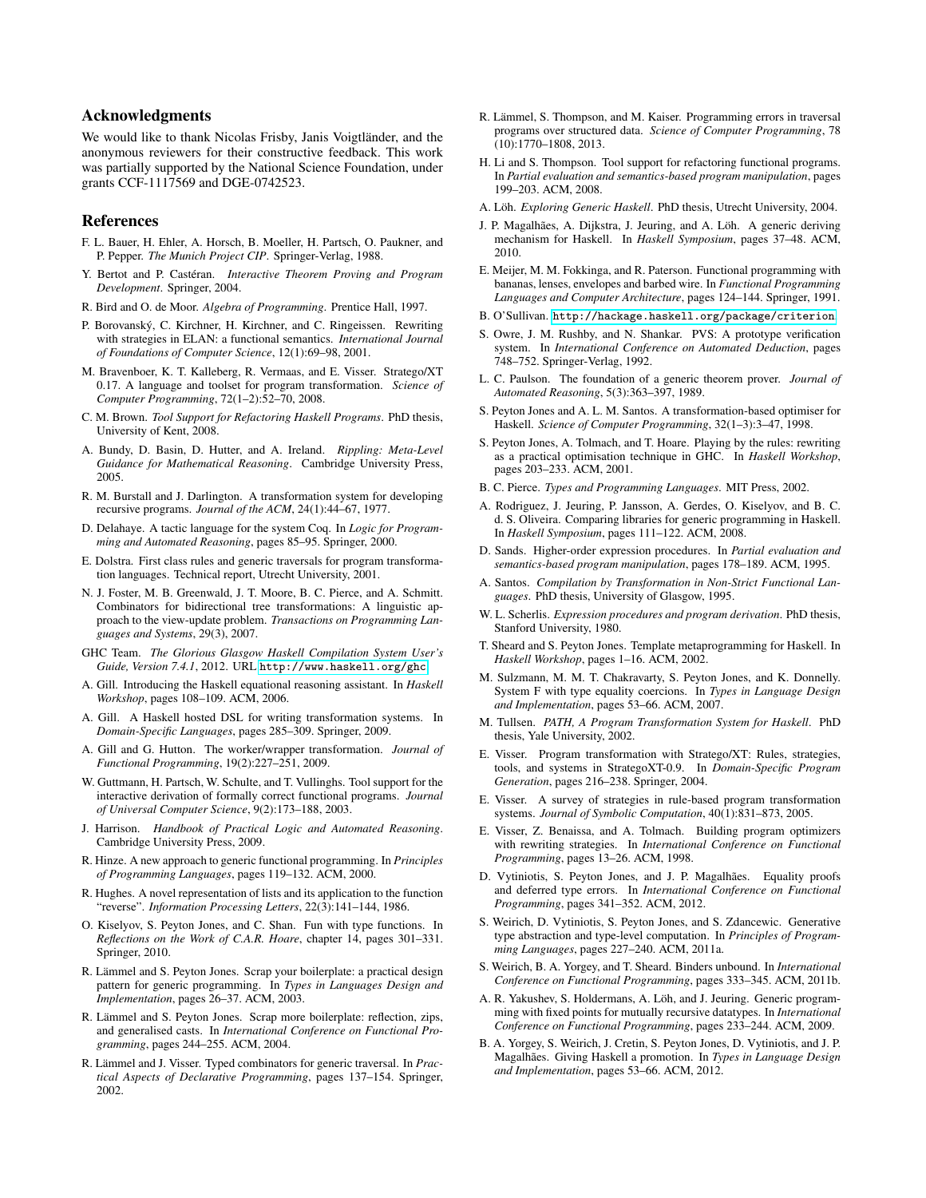## Acknowledgments

We would like to thank Nicolas Frisby, Janis Voigtländer, and the anonymous reviewers for their constructive feedback. This work was partially supported by the National Science Foundation, under grants CCF-1117569 and DGE-0742523.

## References

F. L. Bauer, H. Ehler, A. Horsch, B. Moeller, H. Partsch, O. Paukner, and P. Pepper. *The Munich Project CIP*. Springer-Verlag, 1988.

Y. Bertot and P. Castéran. *Interactive Theorem Proving and Program Development*. Springer, 2004.

R. Bird and O. de Moor. *Algebra of Programming*. Prentice Hall, 1997.

P. Borovanský, C. Kirchner, H. Kirchner, and C. Ringeissen. Rewriting with strategies in ELAN: a functional semantics. *International Journal of Foundations of Computer Science*, 12(1):69–98, 2001.

M. Bravenboer, K. T. Kalleberg, R. Vermaas, and E. Visser. Stratego/XT 0.17. A language and toolset for program transformation. *Science of Computer Programming*, 72(1–2):52–70, 2008.

C. M. Brown. *Tool Support for Refactoring Haskell Programs*. PhD thesis, University of Kent, 2008.

A. Bundy, D. Basin, D. Hutter, and A. Ireland. *Rippling: Meta-Level Guidance for Mathematical Reasoning*. Cambridge University Press, 2005.

R. M. Burstall and J. Darlington. A transformation system for developing recursive programs. *Journal of the ACM*, 24(1):44–67, 1977.

D. Delahaye. A tactic language for the system Coq. In *Logic for Programming and Automated Reasoning*, pages 85–95. Springer, 2000.

E. Dolstra. First class rules and generic traversals for program transformation languages. Technical report, Utrecht University, 2001.

N. J. Foster, M. B. Greenwald, J. T. Moore, B. C. Pierce, and A. Schmitt. Combinators for bidirectional tree transformations: A linguistic approach to the view-update problem. *Transactions on Programming Languages and Systems*, 29(3), 2007.

GHC Team. *The Glorious Glasgow Haskell Compilation System User's Guide, Version 7.4.1*, 2012. URL `http://www.haskell.org/ghc`.

A. Gill. Introducing the Haskell equational reasoning assistant. In *Haskell Workshop*, pages 108–109. ACM, 2006.

A. Gill. A Haskell hosted DSL for writing transformation systems. In *Domain-Specific Languages*, pages 285–309. Springer, 2009.

A. Gill and G. Hutton. The worker/wrapper transformation. *Journal of Functional Programming*, 19(2):227–251, 2009.

W. Guttmann, H. Partsch, W. Schulte, and T. Vullinghs. Tool support for the interactive derivation of formally correct functional programs. *Journal of Universal Computer Science*, 9(2):173–188, 2003.

J. Harrison. *Handbook of Practical Logic and Automated Reasoning*. Cambridge University Press, 2009.

R. Hinze. A new approach to generic functional programming. In *Principles of Programming Languages*, pages 119–132. ACM, 2000.

R. Hughes. A novel representation of lists and its application to the function "reverse". *Information Processing Letters*, 22(3):141–144, 1986.

O. Kiselyov, S. Peyton Jones, and C. Shan. Fun with type functions. In *Reflections on the Work of C.A.R. Hoare*, chapter 14, pages 301–331. Springer, 2010.

R. Lämmel and S. Peyton Jones. Scrap your boilerplate: a practical design pattern for generic programming. In *Types in Languages Design and Implementation*, pages 26–37. ACM, 2003.

R. Lämmel and S. Peyton Jones. Scrap more boilerplate: reflection, zips, and generalised casts. In *International Conference on Functional Programming*, pages 244–255. ACM, 2004.

R. Lämmel and J. Visser. Typed combinators for generic traversal. In *Practical Aspects of Declarative Programming*, pages 137–154. Springer, 2002.

R. Lämmel, S. Thompson, and M. Kaiser. Programming errors in traversal programs over structured data. *Science of Computer Programming*, 78 (10):1770–1808, 2013.

H. Li and S. Thompson. Tool support for refactoring functional programs. In *Partial evaluation and semantics-based program manipulation*, pages 199–203. ACM, 2008.

A. Löh. *Exploring Generic Haskell*. PhD thesis, Utrecht University, 2004.

J. P. Magalhães, A. Dijkstra, J. Jeuring, and A. Löh. A generic deriving mechanism for Haskell. In *Haskell Symposium*, pages 37–48. ACM, 2010.

E. Meijer, M. M. Fokkinga, and R. Paterson. Functional programming with bananas, lenses, envelopes and barbed wire. In *Functional Programming Languages and Computer Architecture*, pages 124–144. Springer, 1991.

B. O'Sullivan. `http://hackage.haskell.org/package/criterion`.

S. Owre, J. M. Rushby, and N. Shankar. PVS: A prototype verification system. In *International Conference on Automated Deduction*, pages 748–752. Springer-Verlag, 1992.

L. C. Paulson. The foundation of a generic theorem prover. *Journal of Automated Reasoning*, 5(3):363–397, 1989.

S. Peyton Jones and A. L. M. Santos. A transformation-based optimiser for Haskell. *Science of Computer Programming*, 32(1–3):3–47, 1998.

S. Peyton Jones, A. Tolmach, and T. Hoare. Playing by the rules: rewriting as a practical optimisation technique in GHC. In *Haskell Workshop*, pages 203–233. ACM, 2001.

B. C. Pierce. *Types and Programming Languages*. MIT Press, 2002.

A. Rodriguez, J. Jeuring, P. Jansson, A. Gerdes, O. Kiselyov, and B. C. d. S. Oliveira. Comparing libraries for generic programming in Haskell. In *Haskell Symposium*, pages 111–122. ACM, 2008.

D. Sands. Higher-order expression procedures. In *Partial evaluation and semantics-based program manipulation*, pages 178–189. ACM, 1995.

A. Santos. *Compilation by Transformation in Non-Strict Functional Languages*. PhD thesis, University of Glasgow, 1995.

W. L. Scherlis. *Expression procedures and program derivation*. PhD thesis, Stanford University, 1980.

T. Sheard and S. Peyton Jones. Template metaprogramming for Haskell. In *Haskell Workshop*, pages 1–16. ACM, 2002.

M. Sulzmann, M. M. T. Chakravarty, S. Peyton Jones, and K. Donnelly. System F with type equality coercions. In *Types in Language Design and Implementation*, pages 53–66. ACM, 2007.

M. Tullsen. *PATH, A Program Transformation System for Haskell*. PhD thesis, Yale University, 2002.

E. Visser. Program transformation with Stratego/XT: Rules, strategies, tools, and systems in StrategoXT-0.9. In *Domain-Specific Program Generation*, pages 216–238. Springer, 2004.

E. Visser. A survey of strategies in rule-based program transformation systems. *Journal of Symbolic Computation*, 40(1):831–873, 2005.

E. Visser, Z. Benaissa, and A. Tolmach. Building program optimizers with rewriting strategies. In *International Conference on Functional Programming*, pages 13–26. ACM, 1998.

D. Vytiniotis, S. Peyton Jones, and J. P. Magalhães. Equality proofs and deferred type errors. In *International Conference on Functional Programming*, pages 341–352. ACM, 2012.

S. Weirich, D. Vytiniotis, S. Peyton Jones, and S. Zdancewic. Generative type abstraction and type-level computation. In *Principles of Programming Languages*, pages 227–240. ACM, 2011a.

S. Weirich, B. A. Yorgey, and T. Sheard. Binders unbound. In *International Conference on Functional Programming*, pages 333–345. ACM, 2011b.

A. R. Yakushev, S. Holdermans, A. Löh, and J. Jeuring. Generic programming with fixed points for mutually recursive datatypes. In *International Conference on Functional Programming*, pages 233–244. ACM, 2009.

B. A. Yorgey, S. Weirich, J. Cretin, S. Peyton Jones, D. Vytiniotis, and J. P. Magalhães. Giving Haskell a promotion. In *Types in Language Design and Implementation*, pages 53–66. ACM, 2012.